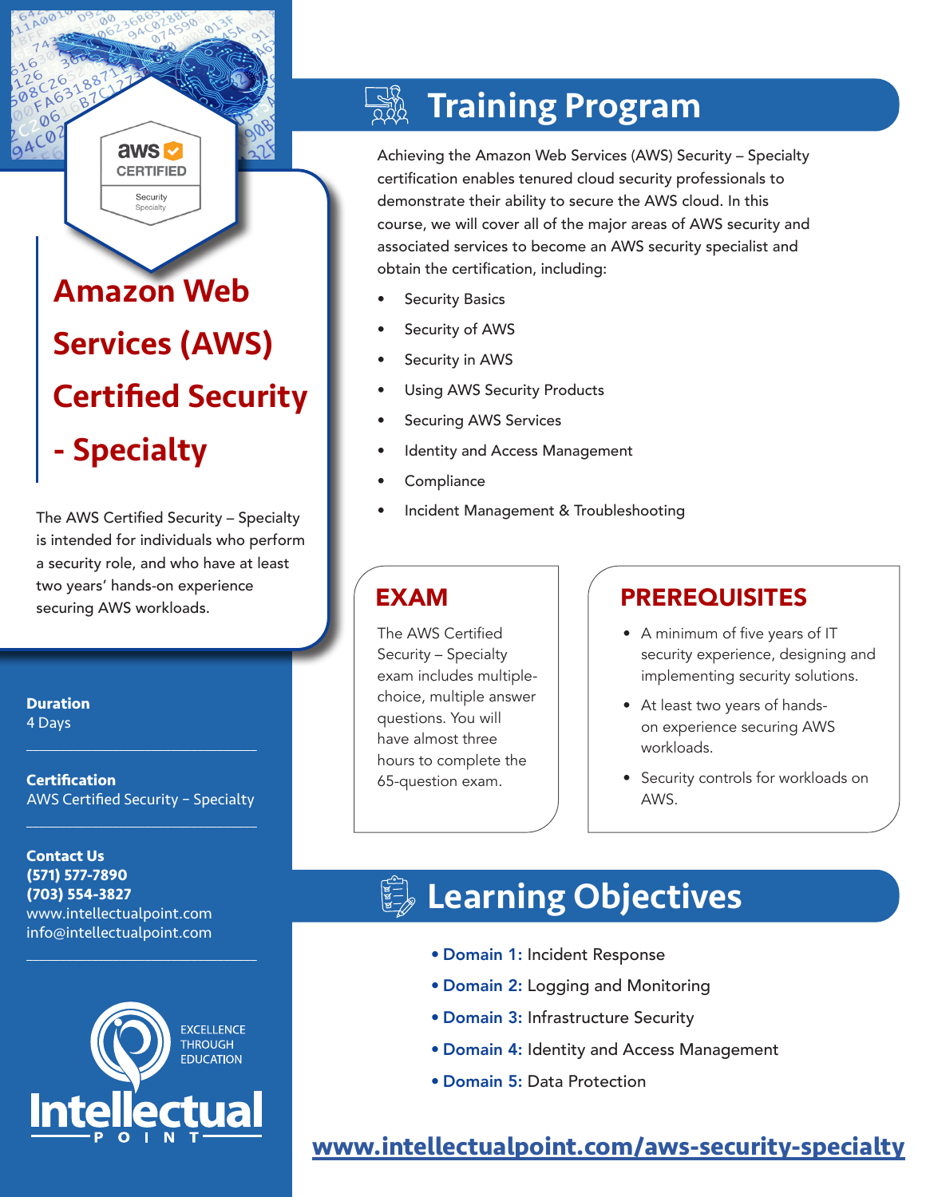# Amazon Web Services (AWS) Certified Security - Specialty

The AWS Certified Security – Specialty is intended for individuals who perform a security role, and who have at least two years' hands-on experience securing AWS workloads.

**Duration**
4 Days

**Certification**
AWS Certified Security – Specialty

**Contact Us**
**(571) 577-7890**
**(703) 554-3827**
www.intellectualpoint.com
info@intellectualpoint.com

EXCELLENCE THROUGH EDUCATION

Intellectual POINT

## Training Program

Achieving the Amazon Web Services (AWS) Security – Specialty certification enables tenured cloud security professionals to demonstrate their ability to secure the AWS cloud. In this course, we will cover all of the major areas of AWS security and associated services to become an AWS security specialist and obtain the certification, including:

- Security Basics
- Security of AWS
- Security in AWS
- Using AWS Security Products
- Securing AWS Services
- Identity and Access Management
- Compliance
- Incident Management & Troubleshooting

## EXAM

The AWS Certified Security – Specialty exam includes multiple-choice, multiple answer questions. You will have almost three hours to complete the 65-question exam.

## PREREQUISITES

- A minimum of five years of IT security experience, designing and implementing security solutions.
- At least two years of hands-on experience securing AWS workloads.
- Security controls for workloads on AWS.

## Learning Objectives

- **Domain 1:** Incident Response
- **Domain 2:** Logging and Monitoring
- **Domain 3:** Infrastructure Security
- **Domain 4:** Identity and Access Management
- **Domain 5:** Data Protection

**www.intellectualpoint.com/aws-security-specialty**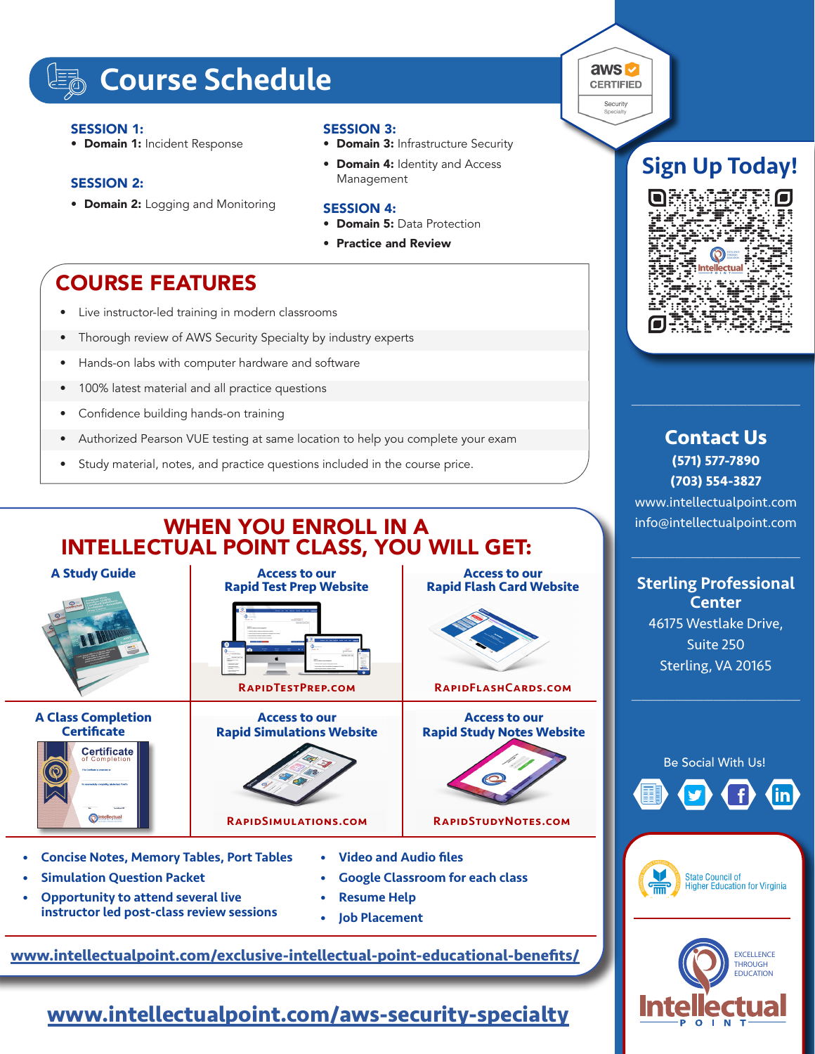# Course Schedule

**SESSION 1:**
- **Domain 1:** Incident Response

**SESSION 2:**
- **Domain 2:** Logging and Monitoring

**SESSION 3:**
- **Domain 3:** Infrastructure Security
- **Domain 4:** Identity and Access Management

**SESSION 4:**
- **Domain 5:** Data Protection
- **Practice and Review**

aws CERTIFIED
Security Specialty

## Sign Up Today!

## COURSE FEATURES

- Live instructor-led training in modern classrooms
- Thorough review of AWS Security Specialty by industry experts
- Hands-on labs with computer hardware and software
- 100% latest material and all practice questions
- Confidence building hands-on training
- Authorized Pearson VUE testing at same location to help you complete your exam
- Study material, notes, and practice questions included in the course price.

## Contact Us

**(571) 577-7890**
**(703) 554-3827**
www.intellectualpoint.com
info@intellectualpoint.com

## Sterling Professional Center

46175 Westlake Drive,
Suite 250
Sterling, VA 20165

## WHEN YOU ENROLL IN A INTELLECTUAL POINT CLASS, YOU WILL GET:

**A Study Guide**

**Access to our Rapid Test Prep Website**
RAPIDTESTPREP.COM

**Access to our Rapid Flash Card Website**
RAPIDFLASHCARDS.COM

**A Class Completion Certificate**

**Access to our Rapid Simulations Website**
RAPIDSIMULATIONS.COM

**Access to our Rapid Study Notes Website**
RAPIDSTUDYNOTES.COM

- **Concise Notes, Memory Tables, Port Tables**
- **Simulation Question Packet**
- **Opportunity to attend several live instructor led post-class review sessions**
- **Video and Audio files**
- **Google Classroom for each class**
- **Resume Help**
- **Job Placement**

www.intellectualpoint.com/exclusive-intellectual-point-educational-benefits/

Be Social With Us!

State Council of Higher Education for Virginia

Intellectual POINT — EXCELLENCE THROUGH EDUCATION

## www.intellectualpoint.com/aws-security-specialty